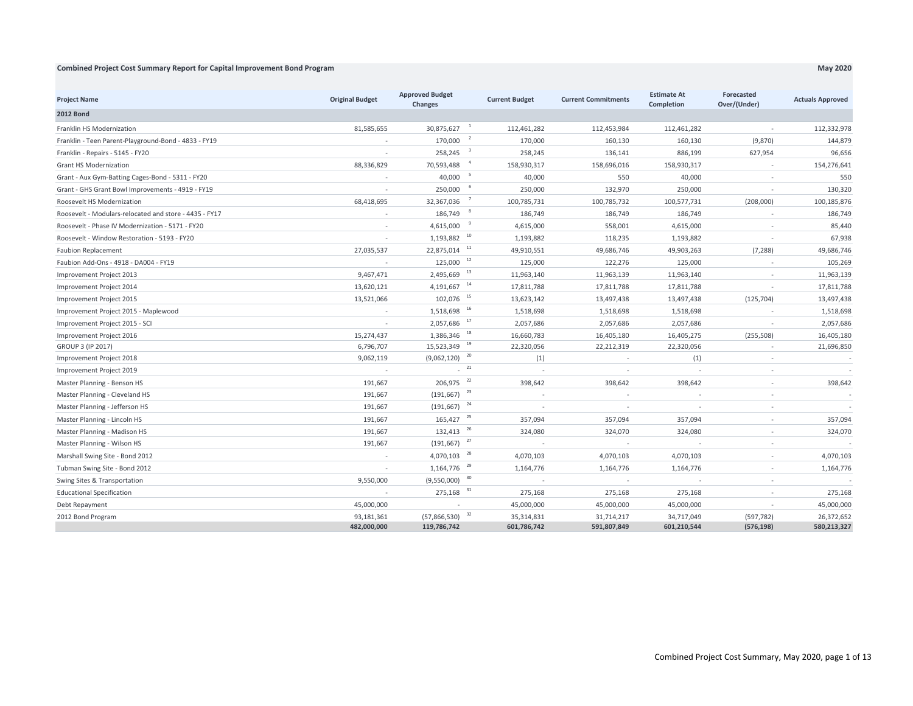**Combined Project Cost Summary Report for Capital Improvement Bond Program** **May 2020**

| Project Name | Original Budget | Approved Budget Changes | | Current Budget | Current Commitments | Estimate At Completion | Forecasted Over/(Under) | Actuals Approved |
|---|---|---|---|---|---|---|---|---|
| **2012 Bond** | | | | | | | | |
| Franklin HS Modernization | 81,585,655 | 30,875,627 | 1 | 112,461,282 | 112,453,984 | 112,461,282 | - | 112,332,978 |
| Franklin - Teen Parent-Playground-Bond - 4833 - FY19 | - | 170,000 | 2 | 170,000 | 160,130 | 160,130 | (9,870) | 144,879 |
| Franklin - Repairs - 5145 - FY20 | - | 258,245 | 3 | 258,245 | 136,141 | 886,199 | 627,954 | 96,656 |
| Grant HS Modernization | 88,336,829 | 70,593,488 | 4 | 158,930,317 | 158,696,016 | 158,930,317 | - | 154,276,641 |
| Grant - Aux Gym-Batting Cages-Bond - 5311 - FY20 | - | 40,000 | 5 | 40,000 | 550 | 40,000 | - | 550 |
| Grant - GHS Grant Bowl Improvements - 4919 - FY19 | - | 250,000 | 6 | 250,000 | 132,970 | 250,000 | - | 130,320 |
| Roosevelt HS Modernization | 68,418,695 | 32,367,036 | 7 | 100,785,731 | 100,785,732 | 100,577,731 | (208,000) | 100,185,876 |
| Roosevelt - Modulars-relocated and store - 4435 - FY17 | - | 186,749 | 8 | 186,749 | 186,749 | 186,749 | - | 186,749 |
| Roosevelt - Phase IV Modernization - 5171 - FY20 | - | 4,615,000 | 9 | 4,615,000 | 558,001 | 4,615,000 | - | 85,440 |
| Roosevelt - Window Restoration - 5193 - FY20 | - | 1,193,882 | 10 | 1,193,882 | 118,235 | 1,193,882 | - | 67,938 |
| Faubion Replacement | 27,035,537 | 22,875,014 | 11 | 49,910,551 | 49,686,746 | 49,903,263 | (7,288) | 49,686,746 |
| Faubion Add-Ons - 4918 - DA004 - FY19 | - | 125,000 | 12 | 125,000 | 122,276 | 125,000 | - | 105,269 |
| Improvement Project 2013 | 9,467,471 | 2,495,669 | 13 | 11,963,140 | 11,963,139 | 11,963,140 | - | 11,963,139 |
| Improvement Project 2014 | 13,620,121 | 4,191,667 | 14 | 17,811,788 | 17,811,788 | 17,811,788 | - | 17,811,788 |
| Improvement Project 2015 | 13,521,066 | 102,076 | 15 | 13,623,142 | 13,497,438 | 13,497,438 | (125,704) | 13,497,438 |
| Improvement Project 2015 - Maplewood | - | 1,518,698 | 16 | 1,518,698 | 1,518,698 | 1,518,698 | - | 1,518,698 |
| Improvement Project 2015 - SCI | - | 2,057,686 | 17 | 2,057,686 | 2,057,686 | 2,057,686 | - | 2,057,686 |
| Improvement Project 2016 | 15,274,437 | 1,386,346 | 18 | 16,660,783 | 16,405,180 | 16,405,275 | (255,508) | 16,405,180 |
| GROUP 3 (IP 2017) | 6,796,707 | 15,523,349 | 19 | 22,320,056 | 22,212,319 | 22,320,056 | - | 21,696,850 |
| Improvement Project 2018 | 9,062,119 | (9,062,120) | 20 | (1) | - | (1) | - | - |
| Improvement Project 2019 | - | - | 21 | - | - | - | - | - |
| Master Planning - Benson HS | 191,667 | 206,975 | 22 | 398,642 | 398,642 | 398,642 | - | 398,642 |
| Master Planning - Cleveland HS | 191,667 | (191,667) | 23 | - | - | - | - | - |
| Master Planning - Jefferson HS | 191,667 | (191,667) | 24 | - | - | - | - | - |
| Master Planning - Lincoln HS | 191,667 | 165,427 | 25 | 357,094 | 357,094 | 357,094 | - | 357,094 |
| Master Planning - Madison HS | 191,667 | 132,413 | 26 | 324,080 | 324,070 | 324,080 | - | 324,070 |
| Master Planning - Wilson HS | 191,667 | (191,667) | 27 | - | - | - | - | - |
| Marshall Swing Site - Bond 2012 | - | 4,070,103 | 28 | 4,070,103 | 4,070,103 | 4,070,103 | - | 4,070,103 |
| Tubman Swing Site - Bond 2012 | - | 1,164,776 | 29 | 1,164,776 | 1,164,776 | 1,164,776 | - | 1,164,776 |
| Swing Sites & Transportation | 9,550,000 | (9,550,000) | 30 | - | - | - | - | - |
| Educational Specification | - | 275,168 | 31 | 275,168 | 275,168 | 275,168 | - | 275,168 |
| Debt Repayment | 45,000,000 | - | | 45,000,000 | 45,000,000 | 45,000,000 | - | 45,000,000 |
| 2012 Bond Program | 93,181,361 | (57,866,530) | 32 | 35,314,831 | 31,714,217 | 34,717,049 | (597,782) | 26,372,652 |
| | **482,000,000** | **119,786,742** | | **601,786,742** | **591,807,849** | **601,210,544** | **(576,198)** | **580,213,327** |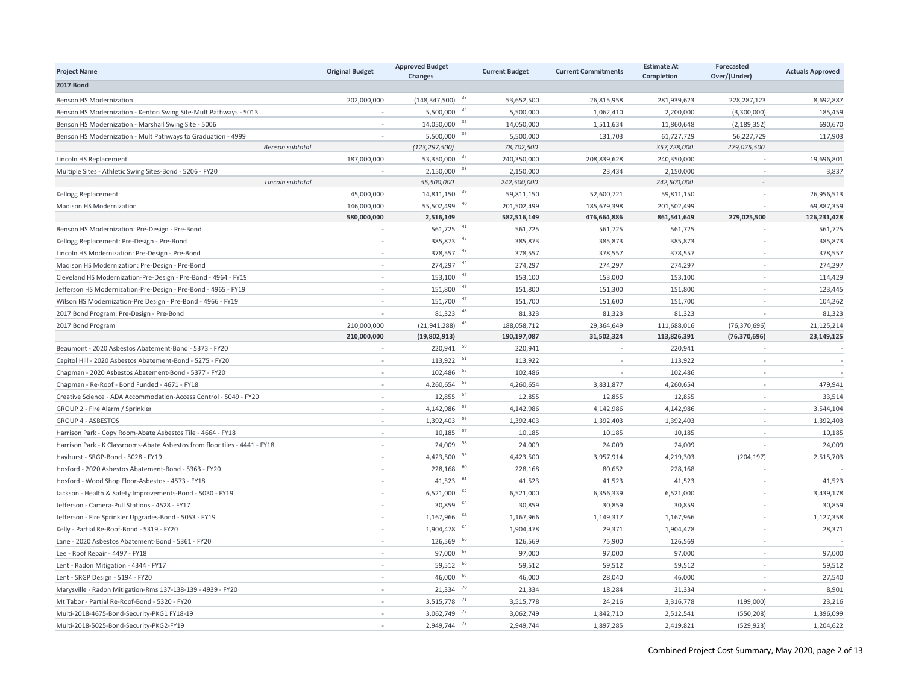| Project Name | Original Budget | Approved Budget Changes | Current Budget | Current Commitments | Estimate At Completion | Forecasted Over/(Under) | Actuals Approved |
|---|---|---|---|---|---|---|---|
| **2017 Bond** | | | | | | | |
| Benson HS Modernization | 202,000,000 | (148,347,500) [33] | 53,652,500 | 26,815,958 | 281,939,623 | 228,287,123 | 8,692,887 |
| Benson HS Modernization - Kenton Swing Site-Mult Pathways - 5013 | - | 5,500,000 [34] | 5,500,000 | 1,062,410 | 2,200,000 | (3,300,000) | 185,459 |
| Benson HS Modernization - Marshall Swing Site - 5006 | - | 14,050,000 [35] | 14,050,000 | 1,511,634 | 11,860,648 | (2,189,352) | 690,670 |
| Benson HS Modernization - Mult Pathways to Graduation - 4999 | - | 5,500,000 [36] | 5,500,000 | 131,703 | 61,727,729 | 56,227,729 | 117,903 |
| *Benson subtotal* | | *(123,297,500)* | *78,702,500* | | *357,728,000* | *279,025,500* | |
| Lincoln HS Replacement | 187,000,000 | 53,350,000 [37] | 240,350,000 | 208,839,628 | 240,350,000 | - | 19,696,801 |
| Multiple Sites - Athletic Swing Sites-Bond - 5206 - FY20 | - | 2,150,000 [38] | 2,150,000 | 23,434 | 2,150,000 | - | 3,837 |
| *Lincoln subtotal* | | *55,500,000* | *242,500,000* | | *242,500,000* | - | |
| Kellogg Replacement | 45,000,000 | 14,811,150 [39] | 59,811,150 | 52,600,721 | 59,811,150 | - | 26,956,513 |
| Madison HS Modernization | 146,000,000 | 55,502,499 [40] | 201,502,499 | 185,679,398 | 201,502,499 | - | 69,887,359 |
| | **580,000,000** | **2,516,149** | **582,516,149** | **476,664,886** | **861,541,649** | **279,025,500** | **126,231,428** |
| Benson HS Modernization: Pre-Design - Pre-Bond | - | 561,725 [41] | 561,725 | 561,725 | 561,725 | - | 561,725 |
| Kellogg Replacement: Pre-Design - Pre-Bond | - | 385,873 [42] | 385,873 | 385,873 | 385,873 | - | 385,873 |
| Lincoln HS Modernization: Pre-Design - Pre-Bond | - | 378,557 [43] | 378,557 | 378,557 | 378,557 | - | 378,557 |
| Madison HS Modernization: Pre-Design - Pre-Bond | - | 274,297 [44] | 274,297 | 274,297 | 274,297 | - | 274,297 |
| Cleveland HS Modernization-Pre-Design - Pre-Bond - 4964 - FY19 | - | 153,100 [45] | 153,100 | 153,000 | 153,100 | - | 114,429 |
| Jefferson HS Modernization-Pre-Design - Pre-Bond - 4965 - FY19 | - | 151,800 [46] | 151,800 | 151,300 | 151,800 | - | 123,445 |
| Wilson HS Modernization-Pre Design - Pre-Bond - 4966 - FY19 | - | 151,700 [47] | 151,700 | 151,600 | 151,700 | - | 104,262 |
| 2017 Bond Program: Pre-Design - Pre-Bond | - | 81,323 [48] | 81,323 | 81,323 | 81,323 | - | 81,323 |
| 2017 Bond Program | 210,000,000 | (21,941,288) [49] | 188,058,712 | 29,364,649 | 111,688,016 | (76,370,696) | 21,125,214 |
| | **210,000,000** | **(19,802,913)** | **190,197,087** | **31,502,324** | **113,826,391** | **(76,370,696)** | **23,149,125** |
| Beaumont - 2020 Asbestos Abatement-Bond - 5373 - FY20 | - | 220,941 [50] | 220,941 | - | 220,941 | - | - |
| Capitol Hill - 2020 Asbestos Abatement-Bond - 5275 - FY20 | - | 113,922 [51] | 113,922 | - | 113,922 | - | - |
| Chapman - 2020 Asbestos Abatement-Bond - 5377 - FY20 | - | 102,486 [52] | 102,486 | - | 102,486 | - | - |
| Chapman - Re-Roof - Bond Funded - 4671 - FY18 | - | 4,260,654 [53] | 4,260,654 | 3,831,877 | 4,260,654 | - | 479,941 |
| Creative Science - ADA Accommodation-Access Control - 5049 - FY20 | - | 12,855 [54] | 12,855 | 12,855 | 12,855 | - | 33,514 |
| GROUP 2 - Fire Alarm / Sprinkler | - | 4,142,986 [55] | 4,142,986 | 4,142,986 | 4,142,986 | - | 3,544,104 |
| GROUP 4 - ASBESTOS | - | 1,392,403 [56] | 1,392,403 | 1,392,403 | 1,392,403 | - | 1,392,403 |
| Harrison Park - Copy Room-Abate Asbestos Tile - 4664 - FY18 | - | 10,185 [57] | 10,185 | 10,185 | 10,185 | - | 10,185 |
| Harrison Park - K Classrooms-Abate Asbestos from floor tiles - 4441 - FY18 | - | 24,009 [58] | 24,009 | 24,009 | 24,009 | - | 24,009 |
| Hayhurst - SRGP-Bond - 5028 - FY19 | - | 4,423,500 [59] | 4,423,500 | 3,957,914 | 4,219,303 | (204,197) | 2,515,703 |
| Hosford - 2020 Asbestos Abatement-Bond - 5363 - FY20 | - | 228,168 [60] | 228,168 | 80,652 | 228,168 | - | - |
| Hosford - Wood Shop Floor-Asbestos - 4573 - FY18 | - | 41,523 [61] | 41,523 | 41,523 | 41,523 | - | 41,523 |
| Jackson - Health & Safety Improvements-Bond - 5030 - FY19 | - | 6,521,000 [62] | 6,521,000 | 6,356,339 | 6,521,000 | - | 3,439,178 |
| Jefferson - Camera-Pull Stations - 4528 - FY17 | - | 30,859 [63] | 30,859 | 30,859 | 30,859 | - | 30,859 |
| Jefferson - Fire Sprinkler Upgrades-Bond - 5053 - FY19 | - | 1,167,966 [64] | 1,167,966 | 1,149,317 | 1,167,966 | - | 1,127,358 |
| Kelly - Partial Re-Roof-Bond - 5319 - FY20 | - | 1,904,478 [65] | 1,904,478 | 29,371 | 1,904,478 | - | 28,371 |
| Lane - 2020 Asbestos Abatement-Bond - 5361 - FY20 | - | 126,569 [66] | 126,569 | 75,900 | 126,569 | - | - |
| Lee - Roof Repair - 4497 - FY18 | - | 97,000 [67] | 97,000 | 97,000 | 97,000 | - | 97,000 |
| Lent - Radon Mitigation - 4344 - FY17 | - | 59,512 [68] | 59,512 | 59,512 | 59,512 | - | 59,512 |
| Lent - SRGP Design - 5194 - FY20 | - | 46,000 [69] | 46,000 | 28,040 | 46,000 | - | 27,540 |
| Marysville - Radon Mitigation-Rms 137-138-139 - 4939 - FY20 | - | 21,334 [70] | 21,334 | 18,284 | 21,334 | - | 8,901 |
| Mt Tabor - Partial Re-Roof-Bond - 5320 - FY20 | - | 3,515,778 [71] | 3,515,778 | 24,216 | 3,316,778 | (199,000) | 23,216 |
| Multi-2018-4675-Bond-Security-PKG1 FY18-19 | - | 3,062,749 [72] | 3,062,749 | 1,842,710 | 2,512,541 | (550,208) | 1,396,099 |
| Multi-2018-5025-Bond-Security-PKG2-FY19 | - | 2,949,744 [73] | 2,949,744 | 1,897,285 | 2,419,821 | (529,923) | 1,204,622 |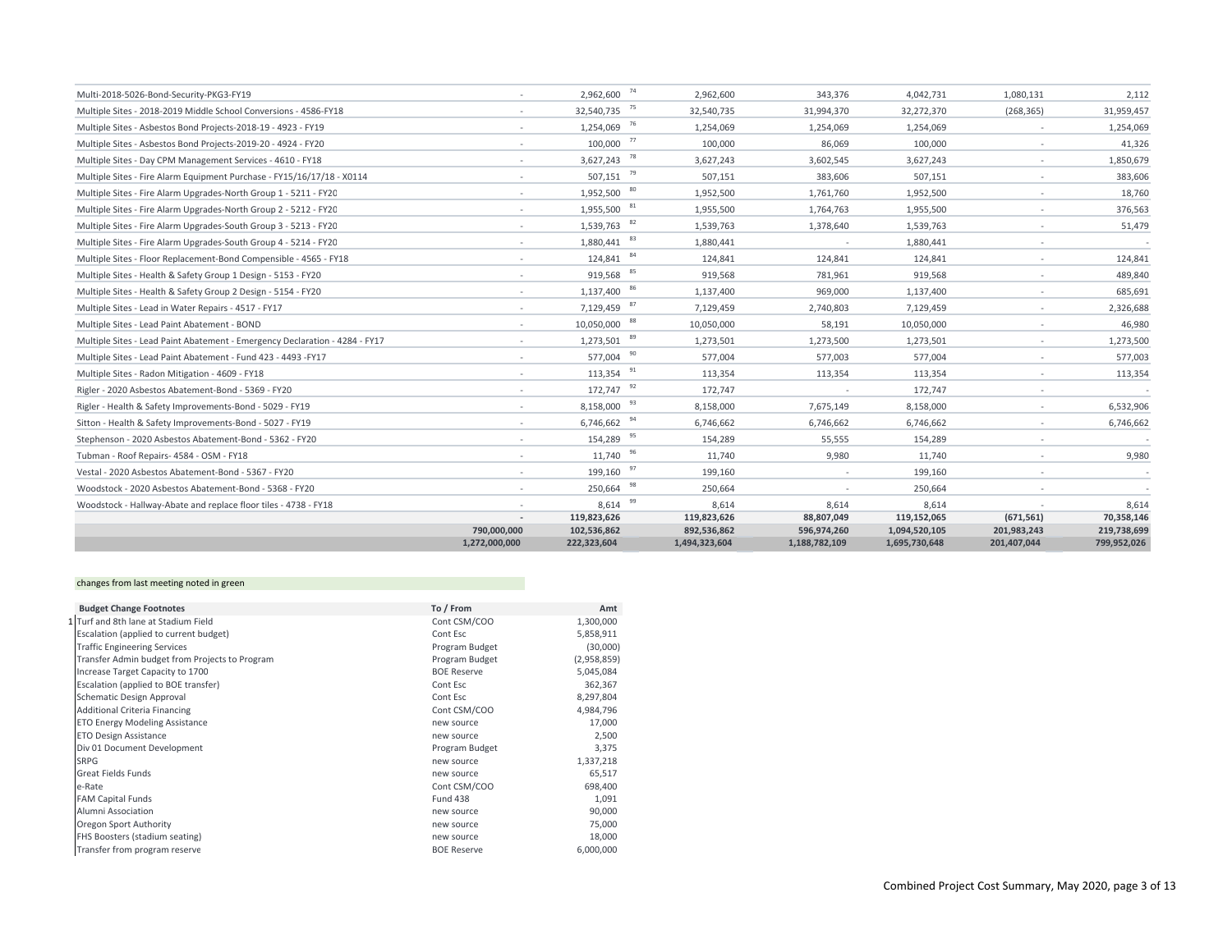| Project | | | | | | | | |
|---|---|---|---|---|---|---|---|---|
| Multi-2018-5026-Bond-Security-PKG3-FY19 | - | 2,962,600 | 74 | 2,962,600 | 343,376 | 4,042,731 | 1,080,131 | 2,112 |
| Multiple Sites - 2018-2019 Middle School Conversions - 4586-FY18 | - | 32,540,735 | 75 | 32,540,735 | 31,994,370 | 32,272,370 | (268,365) | 31,959,457 |
| Multiple Sites - Asbestos Bond Projects-2018-19 - 4923 - FY19 | - | 1,254,069 | 76 | 1,254,069 | 1,254,069 | 1,254,069 | - | 1,254,069 |
| Multiple Sites - Asbestos Bond Projects-2019-20 - 4924 - FY20 | - | 100,000 | 77 | 100,000 | 86,069 | 100,000 | - | 41,326 |
| Multiple Sites - Day CPM Management Services - 4610 - FY18 | - | 3,627,243 | 78 | 3,627,243 | 3,602,545 | 3,627,243 | - | 1,850,679 |
| Multiple Sites - Fire Alarm Equipment Purchase - FY15/16/17/18 - X0114 | - | 507,151 | 79 | 507,151 | 383,606 | 507,151 | - | 383,606 |
| Multiple Sites - Fire Alarm Upgrades-North Group 1 - 5211 - FY20 | - | 1,952,500 | 80 | 1,952,500 | 1,761,760 | 1,952,500 | - | 18,760 |
| Multiple Sites - Fire Alarm Upgrades-North Group 2 - 5212 - FY20 | - | 1,955,500 | 81 | 1,955,500 | 1,764,763 | 1,955,500 | - | 376,563 |
| Multiple Sites - Fire Alarm Upgrades-South Group 3 - 5213 - FY20 | - | 1,539,763 | 82 | 1,539,763 | 1,378,640 | 1,539,763 | - | 51,479 |
| Multiple Sites - Fire Alarm Upgrades-South Group 4 - 5214 - FY20 | - | 1,880,441 | 83 | 1,880,441 | - | 1,880,441 | - | - |
| Multiple Sites - Floor Replacement-Bond Compensible - 4565 - FY18 | - | 124,841 | 84 | 124,841 | 124,841 | 124,841 | - | 124,841 |
| Multiple Sites - Health & Safety Group 1 Design - 5153 - FY20 | - | 919,568 | 85 | 919,568 | 781,961 | 919,568 | - | 489,840 |
| Multiple Sites - Health & Safety Group 2 Design - 5154 - FY20 | - | 1,137,400 | 86 | 1,137,400 | 969,000 | 1,137,400 | - | 685,691 |
| Multiple Sites - Lead in Water Repairs - 4517 - FY17 | - | 7,129,459 | 87 | 7,129,459 | 2,740,803 | 7,129,459 | - | 2,326,688 |
| Multiple Sites - Lead Paint Abatement - BOND | - | 10,050,000 | 88 | 10,050,000 | 58,191 | 10,050,000 | - | 46,980 |
| Multiple Sites - Lead Paint Abatement - Emergency Declaration - 4284 - FY17 | - | 1,273,501 | 89 | 1,273,501 | 1,273,500 | 1,273,501 | - | 1,273,500 |
| Multiple Sites - Lead Paint Abatement - Fund 423 - 4493 -FY17 | - | 577,004 | 90 | 577,004 | 577,003 | 577,004 | - | 577,003 |
| Multiple Sites - Radon Mitigation - 4609 - FY18 | - | 113,354 | 91 | 113,354 | 113,354 | 113,354 | - | 113,354 |
| Rigler - 2020 Asbestos Abatement-Bond - 5369 - FY20 | - | 172,747 | 92 | 172,747 | - | 172,747 | - | - |
| Rigler - Health & Safety Improvements-Bond - 5029 - FY19 | - | 8,158,000 | 93 | 8,158,000 | 7,675,149 | 8,158,000 | - | 6,532,906 |
| Sitton - Health & Safety Improvements-Bond - 5027 - FY19 | - | 6,746,662 | 94 | 6,746,662 | 6,746,662 | 6,746,662 | - | 6,746,662 |
| Stephenson - 2020 Asbestos Abatement-Bond - 5362 - FY20 | - | 154,289 | 95 | 154,289 | 55,555 | 154,289 | - | - |
| Tubman - Roof Repairs- 4584 - OSM - FY18 | - | 11,740 | 96 | 11,740 | 9,980 | 11,740 | - | 9,980 |
| Vestal - 2020 Asbestos Abatement-Bond - 5367 - FY20 | - | 199,160 | 97 | 199,160 | - | 199,160 | - | - |
| Woodstock - 2020 Asbestos Abatement-Bond - 5368 - FY20 | - | 250,664 | 98 | 250,664 | - | 250,664 | - | - |
| Woodstock - Hallway-Abate and replace floor tiles - 4738 - FY18 | - | 8,614 | 99 | 8,614 | 8,614 | 8,614 | - | 8,614 |
| | **-** | **119,823,626** | | **119,823,626** | **88,807,049** | **119,152,065** | **(671,561)** | **70,358,146** |
| | **790,000,000** | **102,536,862** | | **892,536,862** | **596,974,260** | **1,094,520,105** | **201,983,243** | **219,738,699** |
| | **1,272,000,000** | **222,323,604** | | **1,494,323,604** | **1,188,782,109** | **1,695,730,648** | **201,407,044** | **799,952,026** |

changes from last meeting noted in green

| | Budget Change Footnotes | To / From | Amt |
|---|---|---|---|
| 1 | Turf and 8th lane at Stadium Field | Cont CSM/COO | 1,300,000 |
| | Escalation (applied to current budget) | Cont Esc | 5,858,911 |
| | Traffic Engineering Services | Program Budget | (30,000) |
| | Transfer Admin budget from Projects to Program | Program Budget | (2,958,859) |
| | Increase Target Capacity to 1700 | BOE Reserve | 5,045,084 |
| | Escalation (applied to BOE transfer) | Cont Esc | 362,367 |
| | Schematic Design Approval | Cont Esc | 8,297,804 |
| | Additional Criteria Financing | Cont CSM/COO | 4,984,796 |
| | ETO Energy Modeling Assistance | new source | 17,000 |
| | ETO Design Assistance | new source | 2,500 |
| | Div 01 Document Development | Program Budget | 3,375 |
| | SRPG | new source | 1,337,218 |
| | Great Fields Funds | new source | 65,517 |
| | e-Rate | Cont CSM/COO | 698,400 |
| | FAM Capital Funds | Fund 438 | 1,091 |
| | Alumni Association | new source | 90,000 |
| | Oregon Sport Authority | new source | 75,000 |
| | FHS Boosters (stadium seating) | new source | 18,000 |
| | Transfer from program reserve | BOE Reserve | 6,000,000 |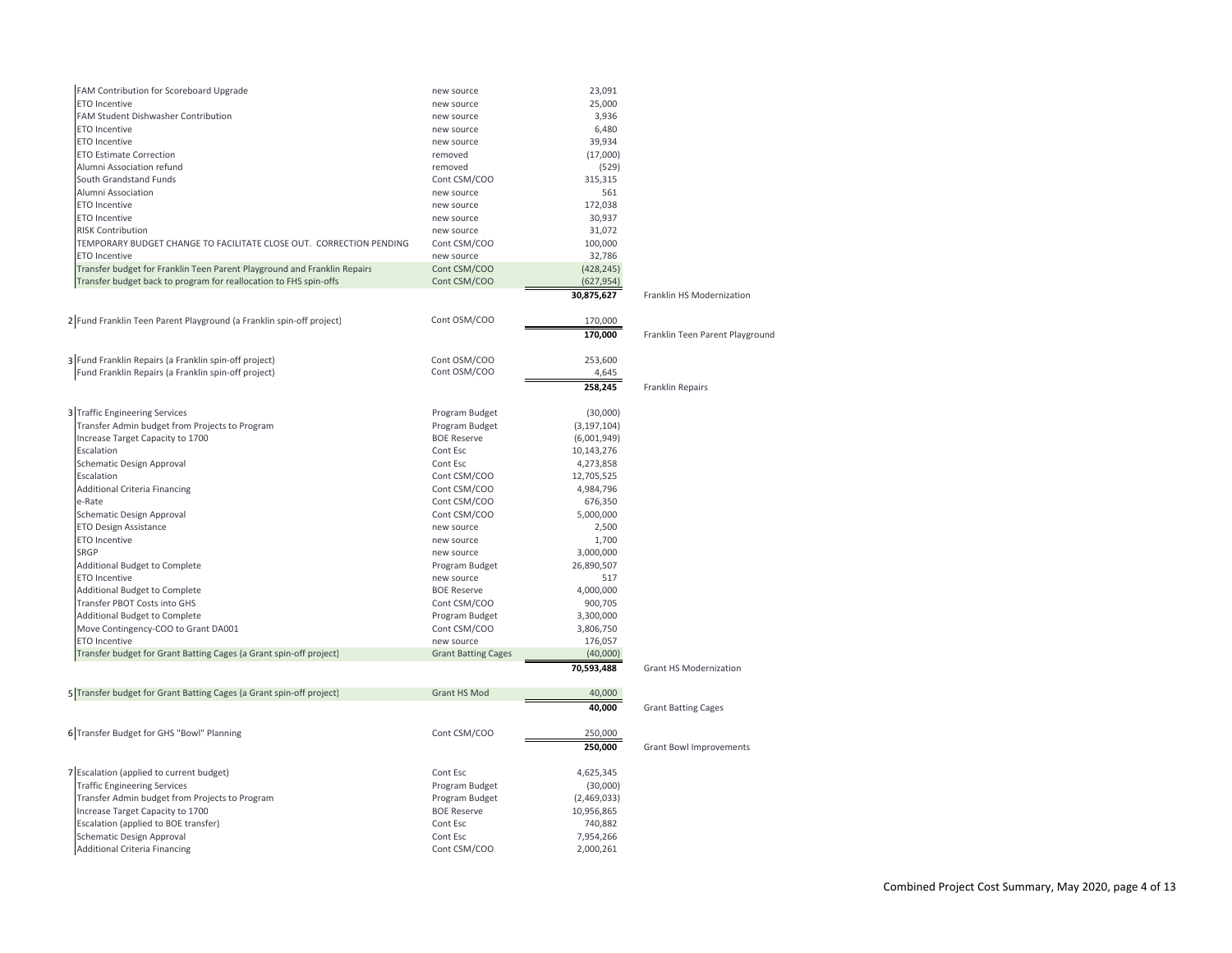| # | Description | Source | Amount | Project |
|---|---|---|---|---|
| | FAM Contribution for Scoreboard Upgrade | new source | 23,091 | |
| | ETO Incentive | new source | 25,000 | |
| | FAM Student Dishwasher Contribution | new source | 3,936 | |
| | ETO Incentive | new source | 6,480 | |
| | ETO Incentive | new source | 39,934 | |
| | ETO Estimate Correction | removed | (17,000) | |
| | Alumni Association refund | removed | (529) | |
| | South Grandstand Funds | Cont CSM/COO | 315,315 | |
| | Alumni Association | new source | 561 | |
| | ETO Incentive | new source | 172,038 | |
| | ETO Incentive | new source | 30,937 | |
| | RISK Contribution | new source | 31,072 | |
| | TEMPORARY BUDGET CHANGE TO FACILITATE CLOSE OUT. CORRECTION PENDING | Cont CSM/COO | 100,000 | |
| | ETO Incentive | new source | 32,786 | |
| | Transfer budget for Franklin Teen Parent Playground and Franklin Repairs | Cont CSM/COO | (428,245) | |
| | Transfer budget back to program for reallocation to FHS spin-offs | Cont CSM/COO | (627,954) | |
| | | | **30,875,627** | Franklin HS Modernization |
| 2 | Fund Franklin Teen Parent Playground (a Franklin spin-off project) | Cont OSM/COO | 170,000 | |
| | | | **170,000** | Franklin Teen Parent Playground |
| 3 | Fund Franklin Repairs (a Franklin spin-off project) | Cont OSM/COO | 253,600 | |
| | Fund Franklin Repairs (a Franklin spin-off project) | Cont OSM/COO | 4,645 | |
| | | | **258,245** | Franklin Repairs |
| 3 | Traffic Engineering Services | Program Budget | (30,000) | |
| | Transfer Admin budget from Projects to Program | Program Budget | (3,197,104) | |
| | Increase Target Capacity to 1700 | BOE Reserve | (6,001,949) | |
| | Escalation | Cont Esc | 10,143,276 | |
| | Schematic Design Approval | Cont Esc | 4,273,858 | |
| | Escalation | Cont CSM/COO | 12,705,525 | |
| | Additional Criteria Financing | Cont CSM/COO | 4,984,796 | |
| | e-Rate | Cont CSM/COO | 676,350 | |
| | Schematic Design Approval | Cont CSM/COO | 5,000,000 | |
| | ETO Design Assistance | new source | 2,500 | |
| | ETO Incentive | new source | 1,700 | |
| | SRGP | new source | 3,000,000 | |
| | Additional Budget to Complete | Program Budget | 26,890,507 | |
| | ETO Incentive | new source | 517 | |
| | Additional Budget to Complete | BOE Reserve | 4,000,000 | |
| | Transfer PBOT Costs into GHS | Cont CSM/COO | 900,705 | |
| | Additional Budget to Complete | Program Budget | 3,300,000 | |
| | Move Contingency-COO to Grant DA001 | Cont CSM/COO | 3,806,750 | |
| | ETO Incentive | new source | 176,057 | |
| | Transfer budget for Grant Batting Cages (a Grant spin-off project) | Grant Batting Cages | (40,000) | |
| | | | **70,593,488** | Grant HS Modernization |
| 5 | Transfer budget for Grant Batting Cages (a Grant spin-off project) | Grant HS Mod | 40,000 | |
| | | | **40,000** | Grant Batting Cages |
| 6 | Transfer Budget for GHS "Bowl" Planning | Cont CSM/COO | 250,000 | |
| | | | **250,000** | Grant Bowl Improvements |
| 7 | Escalation (applied to current budget) | Cont Esc | 4,625,345 | |
| | Traffic Engineering Services | Program Budget | (30,000) | |
| | Transfer Admin budget from Projects to Program | Program Budget | (2,469,033) | |
| | Increase Target Capacity to 1700 | BOE Reserve | 10,956,865 | |
| | Escalation (applied to BOE transfer) | Cont Esc | 740,882 | |
| | Schematic Design Approval | Cont Esc | 7,954,266 | |
| | Additional Criteria Financing | Cont CSM/COO | 2,000,261 | |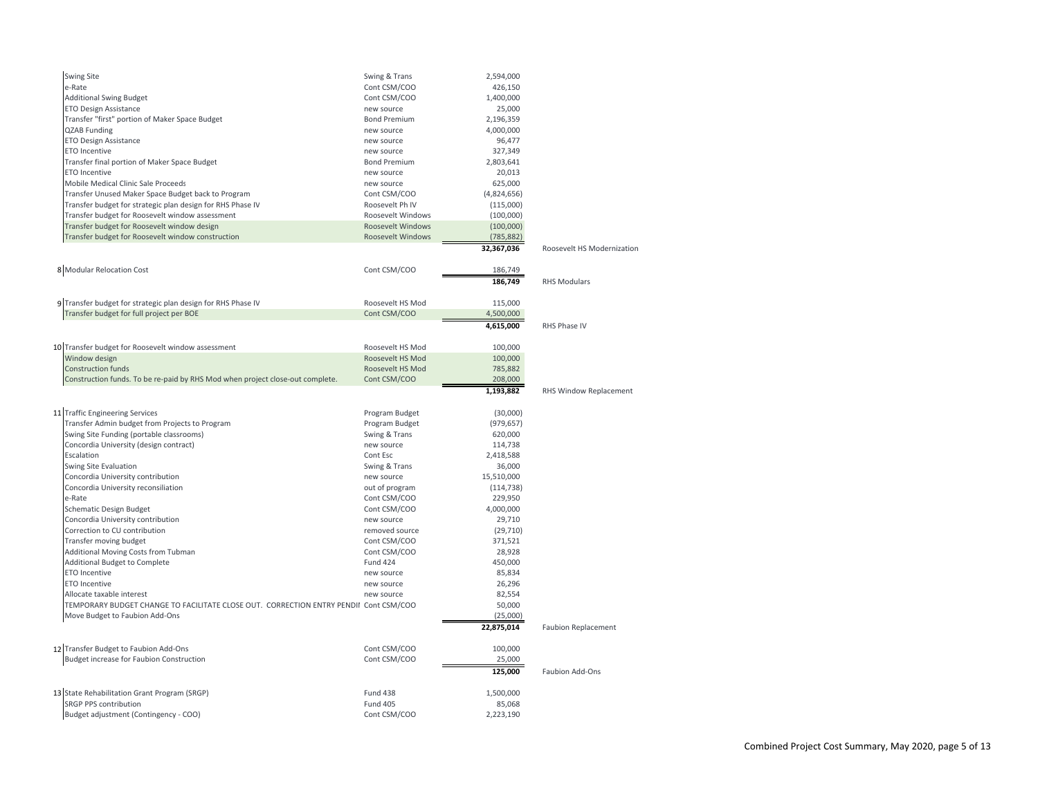| # | Description | Source | Amount | Project |
|---|---|---|---|---|
| | Swing Site | Swing & Trans | 2,594,000 | |
| | e-Rate | Cont CSM/COO | 426,150 | |
| | Additional Swing Budget | Cont CSM/COO | 1,400,000 | |
| | ETO Design Assistance | new source | 25,000 | |
| | Transfer "first" portion of Maker Space Budget | Bond Premium | 2,196,359 | |
| | QZAB Funding | new source | 4,000,000 | |
| | ETO Design Assistance | new source | 96,477 | |
| | ETO Incentive | new source | 327,349 | |
| | Transfer final portion of Maker Space Budget | Bond Premium | 2,803,641 | |
| | ETO Incentive | new source | 20,013 | |
| | Mobile Medical Clinic Sale Proceeds | new source | 625,000 | |
| | Transfer Unused Maker Space Budget back to Program | Cont CSM/COO | (4,824,656) | |
| | Transfer budget for strategic plan design for RHS Phase IV | Roosevelt Ph IV | (115,000) | |
| | Transfer budget for Roosevelt window assessment | Roosevelt Windows | (100,000) | |
| | Transfer budget for Roosevelt window design | Roosevelt Windows | (100,000) | |
| | Transfer budget for Roosevelt window construction | Roosevelt Windows | (785,882) | |
| | | | **32,367,036** | Roosevelt HS Modernization |
| 8 | Modular Relocation Cost | Cont CSM/COO | 186,749 | |
| | | | **186,749** | RHS Modulars |
| 9 | Transfer budget for strategic plan design for RHS Phase IV | Roosevelt HS Mod | 115,000 | |
| | Transfer budget for full project per BOE | Cont CSM/COO | 4,500,000 | |
| | | | **4,615,000** | RHS Phase IV |
| 10 | Transfer budget for Roosevelt window assessment | Roosevelt HS Mod | 100,000 | |
| | Window design | Roosevelt HS Mod | 100,000 | |
| | Construction funds | Roosevelt HS Mod | 785,882 | |
| | Construction funds. To be re-paid by RHS Mod when project close-out complete. | Cont CSM/COO | 208,000 | |
| | | | **1,193,882** | RHS Window Replacement |
| 11 | Traffic Engineering Services | Program Budget | (30,000) | |
| | Transfer Admin budget from Projects to Program | Program Budget | (979,657) | |
| | Swing Site Funding (portable classrooms) | Swing & Trans | 620,000 | |
| | Concordia University (design contract) | new source | 114,738 | |
| | Escalation | Cont Esc | 2,418,588 | |
| | Swing Site Evaluation | Swing & Trans | 36,000 | |
| | Concordia University contribution | new source | 15,510,000 | |
| | Concordia University reconsiliation | out of program | (114,738) | |
| | e-Rate | Cont CSM/COO | 229,950 | |
| | Schematic Design Budget | Cont CSM/COO | 4,000,000 | |
| | Concordia University contribution | new source | 29,710 | |
| | Correction to CU contribution | removed source | (29,710) | |
| | Transfer moving budget | Cont CSM/COO | 371,521 | |
| | Additional Moving Costs from Tubman | Cont CSM/COO | 28,928 | |
| | Additional Budget to Complete | Fund 424 | 450,000 | |
| | ETO Incentive | new source | 85,834 | |
| | ETO Incentive | new source | 26,296 | |
| | Allocate taxable interest | new source | 82,554 | |
| | TEMPORARY BUDGET CHANGE TO FACILITATE CLOSE OUT. CORRECTION ENTRY PENDII | Cont CSM/COO | 50,000 | |
| | Move Budget to Faubion Add-Ons | | (25,000) | |
| | | | **22,875,014** | Faubion Replacement |
| 12 | Transfer Budget to Faubion Add-Ons | Cont CSM/COO | 100,000 | |
| | Budget increase for Faubion Construction | Cont CSM/COO | 25,000 | |
| | | | **125,000** | Faubion Add-Ons |
| 13 | State Rehabilitation Grant Program (SRGP) | Fund 438 | 1,500,000 | |
| | SRGP PPS contribution | Fund 405 | 85,068 | |
| | Budget adjustment (Contingency - COO) | Cont CSM/COO | 2,223,190 | |

Combined Project Cost Summary, May 2020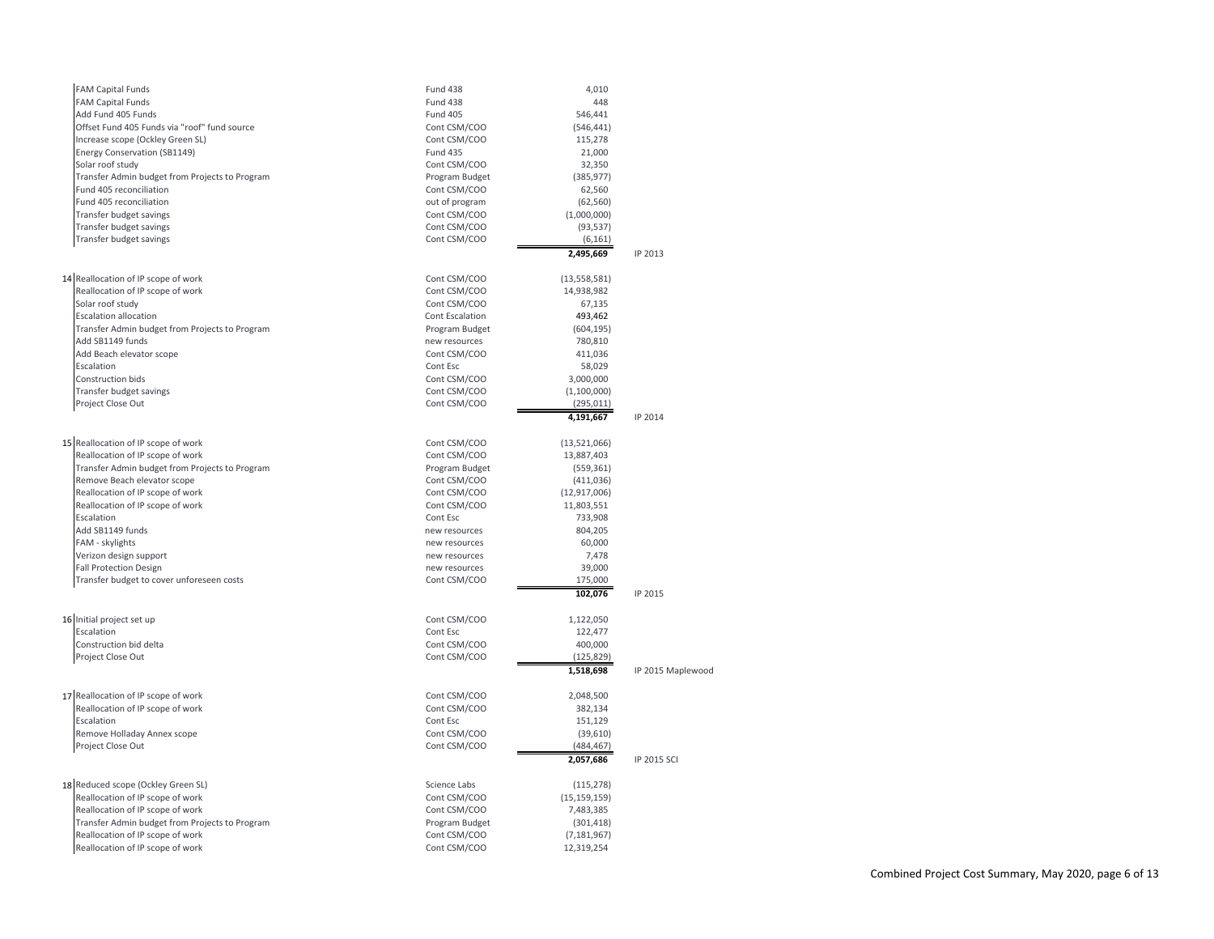| # | Description | Source | Amount | Project |
|---|---|---|---|---|
| | FAM Capital Funds | Fund 438 | 4,010 | |
| | FAM Capital Funds | Fund 438 | 448 | |
| | Add Fund 405 Funds | Fund 405 | 546,441 | |
| | Offset Fund 405 Funds via "roof" fund source | Cont CSM/COO | (546,441) | |
| | Increase scope (Ockley Green SL) | Cont CSM/COO | 115,278 | |
| | Energy Conservation (SB1149) | Fund 435 | 21,000 | |
| | Solar roof study | Cont CSM/COO | 32,350 | |
| | Transfer Admin budget from Projects to Program | Program Budget | (385,977) | |
| | Fund 405 reconciliation | Cont CSM/COO | 62,560 | |
| | Fund 405 reconciliation | out of program | (62,560) | |
| | Transfer budget savings | Cont CSM/COO | (1,000,000) | |
| | Transfer budget savings | Cont CSM/COO | (93,537) | |
| | Transfer budget savings | Cont CSM/COO | (6,161) | |
| | | | **2,495,669** | IP 2013 |
| 14 | Reallocation of IP scope of work | Cont CSM/COO | (13,558,581) | |
| | Reallocation of IP scope of work | Cont CSM/COO | 14,938,982 | |
| | Solar roof study | Cont CSM/COO | 67,135 | |
| | Escalation allocation | Cont Escalation | 493,462 | |
| | Transfer Admin budget from Projects to Program | Program Budget | (604,195) | |
| | Add SB1149 funds | new resources | 780,810 | |
| | Add Beach elevator scope | Cont CSM/COO | 411,036 | |
| | Escalation | Cont Esc | 58,029 | |
| | Construction bids | Cont CSM/COO | 3,000,000 | |
| | Transfer budget savings | Cont CSM/COO | (1,100,000) | |
| | Project Close Out | Cont CSM/COO | (295,011) | |
| | | | **4,191,667** | IP 2014 |
| 15 | Reallocation of IP scope of work | Cont CSM/COO | (13,521,066) | |
| | Reallocation of IP scope of work | Cont CSM/COO | 13,887,403 | |
| | Transfer Admin budget from Projects to Program | Program Budget | (559,361) | |
| | Remove Beach elevator scope | Cont CSM/COO | (411,036) | |
| | Reallocation of IP scope of work | Cont CSM/COO | (12,917,006) | |
| | Reallocation of IP scope of work | Cont CSM/COO | 11,803,551 | |
| | Escalation | Cont Esc | 733,908 | |
| | Add SB1149 funds | new resources | 804,205 | |
| | FAM - skylights | new resources | 60,000 | |
| | Verizon design support | new resources | 7,478 | |
| | Fall Protection Design | new resources | 39,000 | |
| | Transfer budget to cover unforeseen costs | Cont CSM/COO | 175,000 | |
| | | | **102,076** | IP 2015 |
| 16 | Initial project set up | Cont CSM/COO | 1,122,050 | |
| | Escalation | Cont Esc | 122,477 | |
| | Construction bid delta | Cont CSM/COO | 400,000 | |
| | Project Close Out | Cont CSM/COO | (125,829) | |
| | | | **1,518,698** | IP 2015 Maplewood |
| 17 | Reallocation of IP scope of work | Cont CSM/COO | 2,048,500 | |
| | Reallocation of IP scope of work | Cont CSM/COO | 382,134 | |
| | Escalation | Cont Esc | 151,129 | |
| | Remove Holladay Annex scope | Cont CSM/COO | (39,610) | |
| | Project Close Out | Cont CSM/COO | (484,467) | |
| | | | **2,057,686** | IP 2015 SCI |
| 18 | Reduced scope (Ockley Green SL) | Science Labs | (115,278) | |
| | Reallocation of IP scope of work | Cont CSM/COO | (15,159,159) | |
| | Reallocation of IP scope of work | Cont CSM/COO | 7,483,385 | |
| | Transfer Admin budget from Projects to Program | Program Budget | (301,418) | |
| | Reallocation of IP scope of work | Cont CSM/COO | (7,181,967) | |
| | Reallocation of IP scope of work | Cont CSM/COO | 12,319,254 | |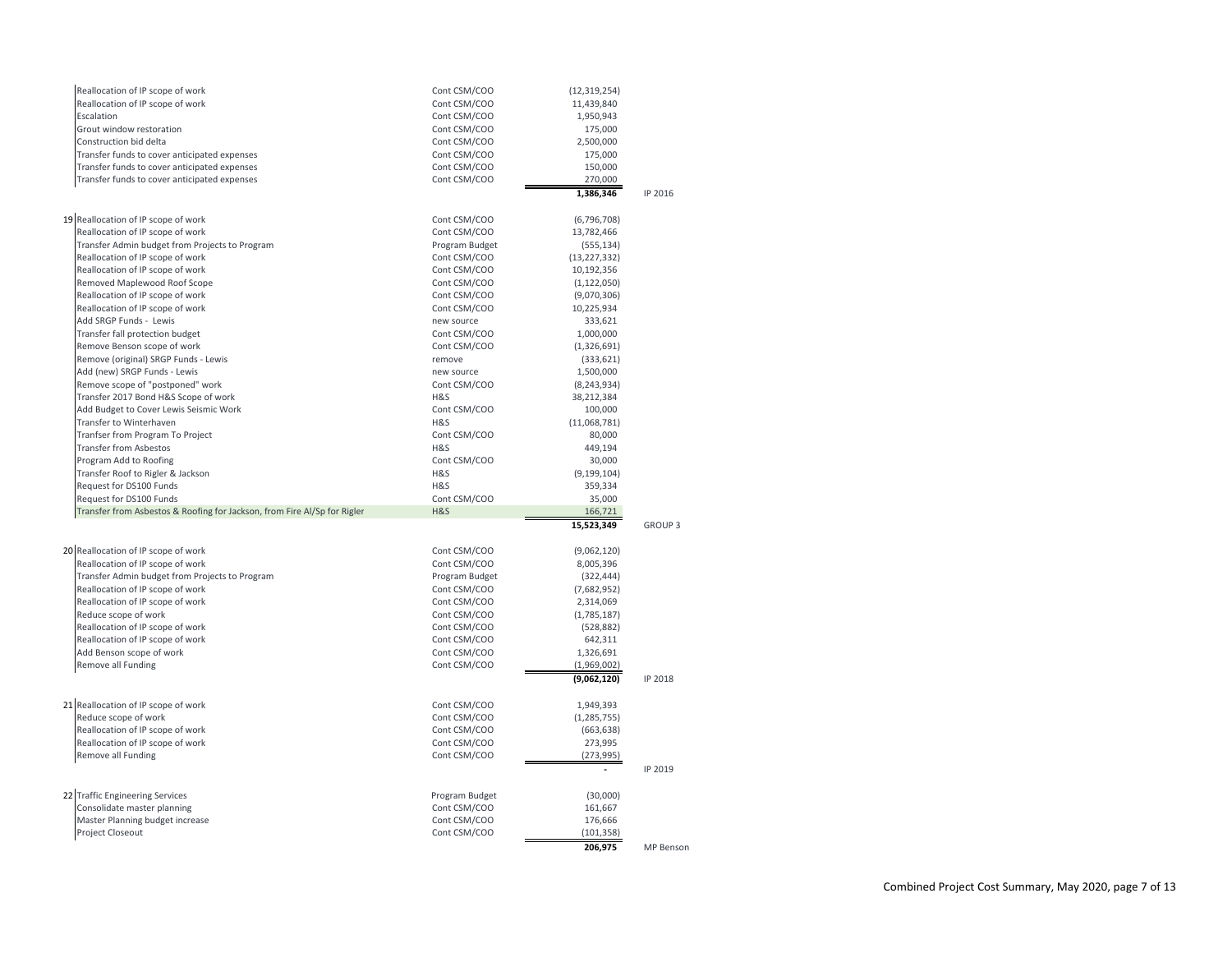| # | Description | Source | Amount | Project |
|---|---|---|---|---|
| | Reallocation of IP scope of work | Cont CSM/COO | (12,319,254) | |
| | Reallocation of IP scope of work | Cont CSM/COO | 11,439,840 | |
| | Escalation | Cont CSM/COO | 1,950,943 | |
| | Grout window restoration | Cont CSM/COO | 175,000 | |
| | Construction bid delta | Cont CSM/COO | 2,500,000 | |
| | Transfer funds to cover anticipated expenses | Cont CSM/COO | 175,000 | |
| | Transfer funds to cover anticipated expenses | Cont CSM/COO | 150,000 | |
| | Transfer funds to cover anticipated expenses | Cont CSM/COO | 270,000 | |
| | | | **1,386,346** | IP 2016 |
| 19 | Reallocation of IP scope of work | Cont CSM/COO | (6,796,708) | |
| | Reallocation of IP scope of work | Cont CSM/COO | 13,782,466 | |
| | Transfer Admin budget from Projects to Program | Program Budget | (555,134) | |
| | Reallocation of IP scope of work | Cont CSM/COO | (13,227,332) | |
| | Reallocation of IP scope of work | Cont CSM/COO | 10,192,356 | |
| | Removed Maplewood Roof Scope | Cont CSM/COO | (1,122,050) | |
| | Reallocation of IP scope of work | Cont CSM/COO | (9,070,306) | |
| | Reallocation of IP scope of work | Cont CSM/COO | 10,225,934 | |
| | Add SRGP Funds - Lewis | new source | 333,621 | |
| | Transfer fall protection budget | Cont CSM/COO | 1,000,000 | |
| | Remove Benson scope of work | Cont CSM/COO | (1,326,691) | |
| | Remove (original) SRGP Funds - Lewis | remove | (333,621) | |
| | Add (new) SRGP Funds - Lewis | new source | 1,500,000 | |
| | Remove scope of "postponed" work | Cont CSM/COO | (8,243,934) | |
| | Transfer 2017 Bond H&S Scope of work | H&S | 38,212,384 | |
| | Add Budget to Cover Lewis Seismic Work | Cont CSM/COO | 100,000 | |
| | Transfer to Winterhaven | H&S | (11,068,781) | |
| | Tranfser from Program To Project | Cont CSM/COO | 80,000 | |
| | Transfer from Asbestos | H&S | 449,194 | |
| | Program Add to Roofing | Cont CSM/COO | 30,000 | |
| | Transfer Roof to Rigler & Jackson | H&S | (9,199,104) | |
| | Request for DS100 Funds | H&S | 359,334 | |
| | Request for DS100 Funds | Cont CSM/COO | 35,000 | |
| | Transfer from Asbestos & Roofing for Jackson, from Fire Al/Sp for Rigler | H&S | 166,721 | |
| | | | **15,523,349** | GROUP 3 |
| 20 | Reallocation of IP scope of work | Cont CSM/COO | (9,062,120) | |
| | Reallocation of IP scope of work | Cont CSM/COO | 8,005,396 | |
| | Transfer Admin budget from Projects to Program | Program Budget | (322,444) | |
| | Reallocation of IP scope of work | Cont CSM/COO | (7,682,952) | |
| | Reallocation of IP scope of work | Cont CSM/COO | 2,314,069 | |
| | Reduce scope of work | Cont CSM/COO | (1,785,187) | |
| | Reallocation of IP scope of work | Cont CSM/COO | (528,882) | |
| | Reallocation of IP scope of work | Cont CSM/COO | 642,311 | |
| | Add Benson scope of work | Cont CSM/COO | 1,326,691 | |
| | Remove all Funding | Cont CSM/COO | (1,969,002) | |
| | | | **(9,062,120)** | IP 2018 |
| 21 | Reallocation of IP scope of work | Cont CSM/COO | 1,949,393 | |
| | Reduce scope of work | Cont CSM/COO | (1,285,755) | |
| | Reallocation of IP scope of work | Cont CSM/COO | (663,638) | |
| | Reallocation of IP scope of work | Cont CSM/COO | 273,995 | |
| | Remove all Funding | Cont CSM/COO | (273,995) | |
| | | | **-** | IP 2019 |
| 22 | Traffic Engineering Services | Program Budget | (30,000) | |
| | Consolidate master planning | Cont CSM/COO | 161,667 | |
| | Master Planning budget increase | Cont CSM/COO | 176,666 | |
| | Project Closeout | Cont CSM/COO | (101,358) | |
| | | | **206,975** | MP Benson |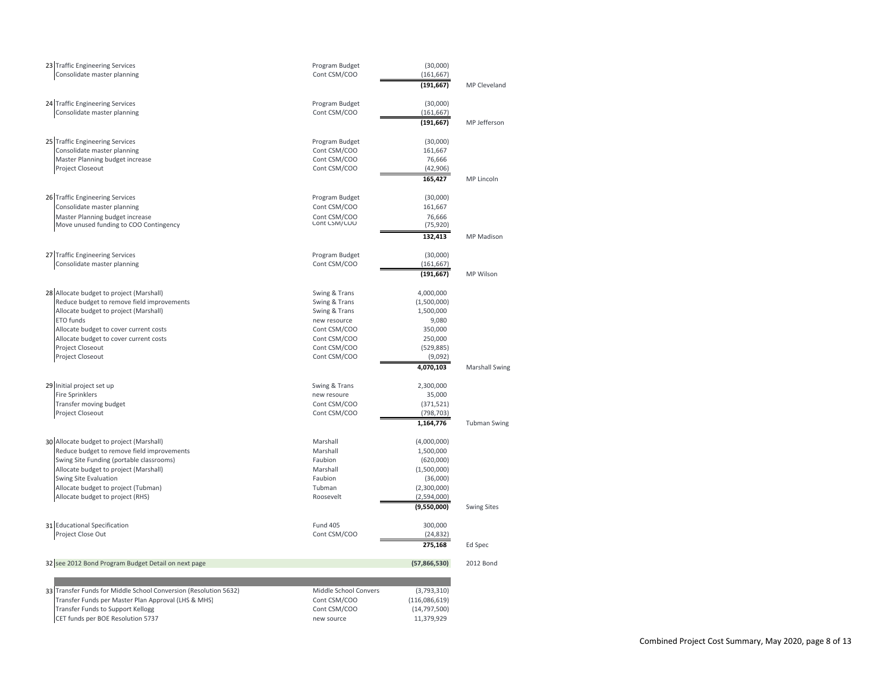| # | Description | Source | Amount | Project |
|---|---|---|---|---|
| 23 | Traffic Engineering Services | Program Budget | (30,000) | |
| | Consolidate master planning | Cont CSM/COO | (161,667) | |
| | | | **(191,667)** | MP Cleveland |
| 24 | Traffic Engineering Services | Program Budget | (30,000) | |
| | Consolidate master planning | Cont CSM/COO | (161,667) | |
| | | | **(191,667)** | MP Jefferson |
| 25 | Traffic Engineering Services | Program Budget | (30,000) | |
| | Consolidate master planning | Cont CSM/COO | 161,667 | |
| | Master Planning budget increase | Cont CSM/COO | 76,666 | |
| | Project Closeout | Cont CSM/COO | (42,906) | |
| | | | **165,427** | MP Lincoln |
| 26 | Traffic Engineering Services | Program Budget | (30,000) | |
| | Consolidate master planning | Cont CSM/COO | 161,667 | |
| | Master Planning budget increase | Cont CSM/COO | 76,666 | |
| | Move unused funding to COO Contingency | Cont CSM/COO | (75,920) | |
| | | | **132,413** | MP Madison |
| 27 | Traffic Engineering Services | Program Budget | (30,000) | |
| | Consolidate master planning | Cont CSM/COO | (161,667) | |
| | | | **(191,667)** | MP Wilson |
| 28 | Allocate budget to project (Marshall) | Swing & Trans | 4,000,000 | |
| | Reduce budget to remove field improvements | Swing & Trans | (1,500,000) | |
| | Allocate budget to project (Marshall) | Swing & Trans | 1,500,000 | |
| | ETO funds | new resource | 9,080 | |
| | Allocate budget to cover current costs | Cont CSM/COO | 350,000 | |
| | Allocate budget to cover current costs | Cont CSM/COO | 250,000 | |
| | Project Closeout | Cont CSM/COO | (529,885) | |
| | Project Closeout | Cont CSM/COO | (9,092) | |
| | | | **4,070,103** | Marshall Swing |
| 29 | Initial project set up | Swing & Trans | 2,300,000 | |
| | Fire Sprinklers | new resoure | 35,000 | |
| | Transfer moving budget | Cont CSM/COO | (371,521) | |
| | Project Closeout | Cont CSM/COO | (798,703) | |
| | | | **1,164,776** | Tubman Swing |
| 30 | Allocate budget to project (Marshall) | Marshall | (4,000,000) | |
| | Reduce budget to remove field improvements | Marshall | 1,500,000 | |
| | Swing Site Funding (portable classrooms) | Faubion | (620,000) | |
| | Allocate budget to project (Marshall) | Marshall | (1,500,000) | |
| | Swing Site Evaluation | Faubion | (36,000) | |
| | Allocate budget to project (Tubman) | Tubman | (2,300,000) | |
| | Allocate budget to project (RHS) | Roosevelt | (2,594,000) | |
| | | | **(9,550,000)** | Swing Sites |
| 31 | Educational Specification | Fund 405 | 300,000 | |
| | Project Close Out | Cont CSM/COO | (24,832) | |
| | | | **275,168** | Ed Spec |
| 32 | see 2012 Bond Program Budget Detail on next page | | **(57,866,530)** | 2012 Bond |
| | | | | |
| 33 | Transfer Funds for Middle School Conversion (Resolution 5632) | Middle School Convers | (3,793,310) | |
| | Transfer Funds per Master Plan Approval (LHS & MHS) | Cont CSM/COO | (116,086,619) | |
| | Transfer Funds to Support Kellogg | Cont CSM/COO | (14,797,500) | |
| | CET funds per BOE Resolution 5737 | new source | 11,379,929 | |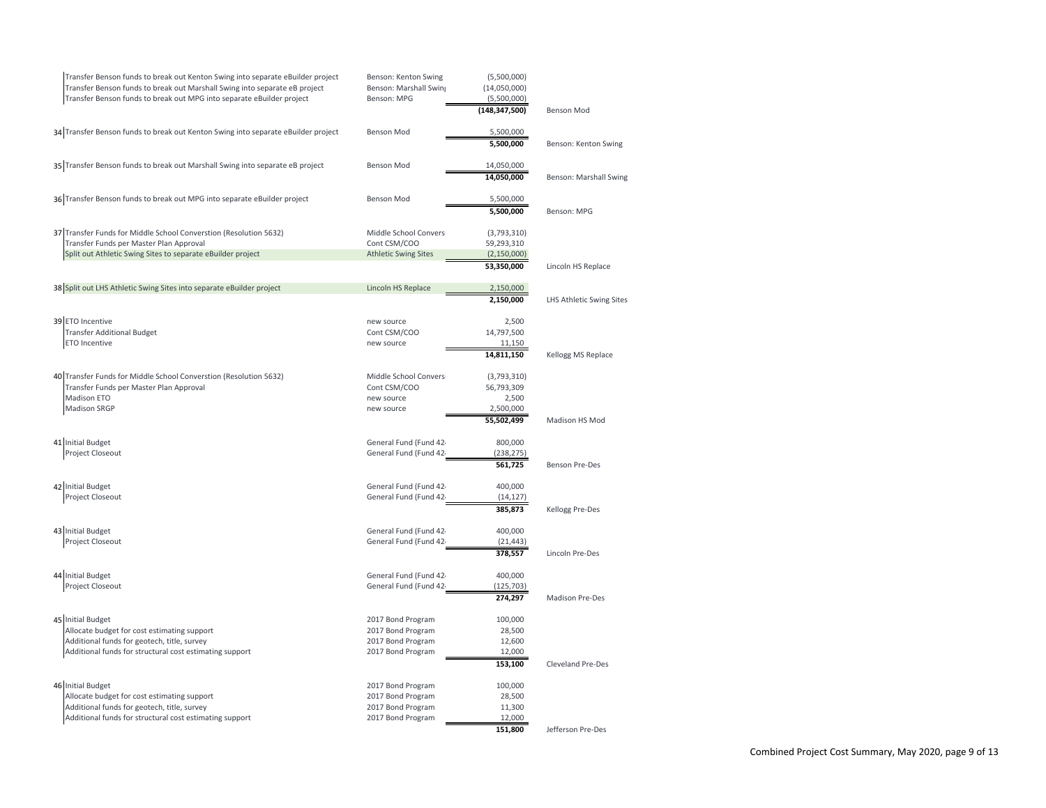| # | Description | Source | Amount | Project |
|---|---|---|---|---|
| | Transfer Benson funds to break out Kenton Swing into separate eBuilder project | Benson: Kenton Swing | (5,500,000) | |
| | Transfer Benson funds to break out Marshall Swing into separate eB project | Benson: Marshall Swing | (14,050,000) | |
| | Transfer Benson funds to break out MPG into separate eBuilder project | Benson: MPG | (5,500,000) | |
| | | | **(148,347,500)** | Benson Mod |
| 34 | Transfer Benson funds to break out Kenton Swing into separate eBuilder project | Benson Mod | 5,500,000 | |
| | | | **5,500,000** | Benson: Kenton Swing |
| 35 | Transfer Benson funds to break out Marshall Swing into separate eB project | Benson Mod | 14,050,000 | |
| | | | **14,050,000** | Benson: Marshall Swing |
| 36 | Transfer Benson funds to break out MPG into separate eBuilder project | Benson Mod | 5,500,000 | |
| | | | **5,500,000** | Benson: MPG |
| 37 | Transfer Funds for Middle School Converstion (Resolution 5632) | Middle School Convers | (3,793,310) | |
| | Transfer Funds per Master Plan Approval | Cont CSM/COO | 59,293,310 | |
| | Split out Athletic Swing Sites to separate eBuilder project | Athletic Swing Sites | (2,150,000) | |
| | | | **53,350,000** | Lincoln HS Replace |
| 38 | Split out LHS Athletic Swing Sites into separate eBuilder project | Lincoln HS Replace | 2,150,000 | |
| | | | **2,150,000** | LHS Athletic Swing Sites |
| 39 | ETO Incentive | new source | 2,500 | |
| | Transfer Additional Budget | Cont CSM/COO | 14,797,500 | |
| | ETO Incentive | new source | 11,150 | |
| | | | **14,811,150** | Kellogg MS Replace |
| 40 | Transfer Funds for Middle School Converstion (Resolution 5632) | Middle School Convers | (3,793,310) | |
| | Transfer Funds per Master Plan Approval | Cont CSM/COO | 56,793,309 | |
| | Madison ETO | new source | 2,500 | |
| | Madison SRGP | new source | 2,500,000 | |
| | | | **55,502,499** | Madison HS Mod |
| 41 | Initial Budget | General Fund (Fund 42 | 800,000 | |
| | Project Closeout | General Fund (Fund 42 | (238,275) | |
| | | | **561,725** | Benson Pre-Des |
| 42 | Initial Budget | General Fund (Fund 42 | 400,000 | |
| | Project Closeout | General Fund (Fund 42 | (14,127) | |
| | | | **385,873** | Kellogg Pre-Des |
| 43 | Initial Budget | General Fund (Fund 42 | 400,000 | |
| | Project Closeout | General Fund (Fund 42 | (21,443) | |
| | | | **378,557** | Lincoln Pre-Des |
| 44 | Initial Budget | General Fund (Fund 42 | 400,000 | |
| | Project Closeout | General Fund (Fund 42 | (125,703) | |
| | | | **274,297** | Madison Pre-Des |
| 45 | Initial Budget | 2017 Bond Program | 100,000 | |
| | Allocate budget for cost estimating support | 2017 Bond Program | 28,500 | |
| | Additional funds for geotech, title, survey | 2017 Bond Program | 12,600 | |
| | Additional funds for structural cost estimating support | 2017 Bond Program | 12,000 | |
| | | | **153,100** | Cleveland Pre-Des |
| 46 | Initial Budget | 2017 Bond Program | 100,000 | |
| | Allocate budget for cost estimating support | 2017 Bond Program | 28,500 | |
| | Additional funds for geotech, title, survey | 2017 Bond Program | 11,300 | |
| | Additional funds for structural cost estimating support | 2017 Bond Program | 12,000 | |
| | | | **151,800** | Jefferson Pre-Des |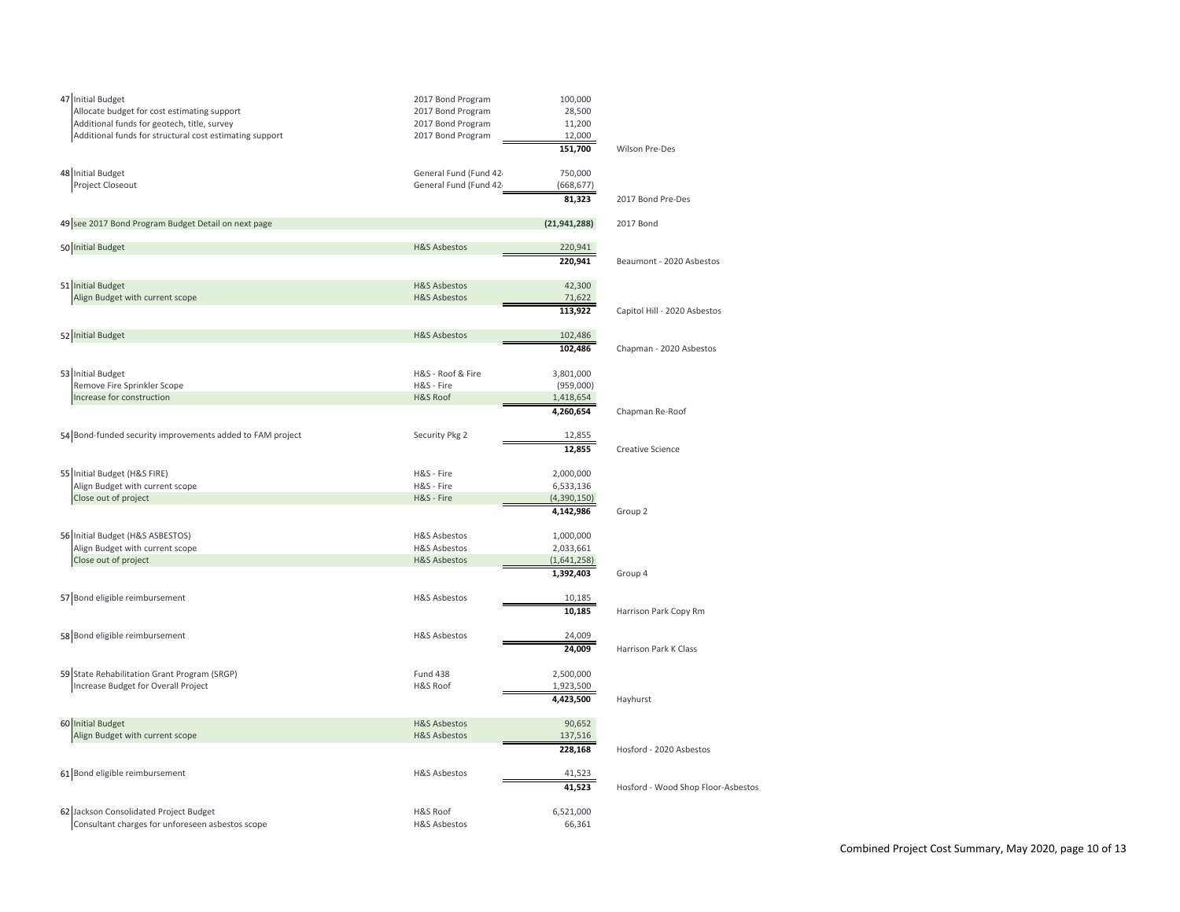| # | Description | Fund | Amount | Project |
|---|---|---|---|---|
| 47 | Initial Budget | 2017 Bond Program | 100,000 | |
| | Allocate budget for cost estimating support | 2017 Bond Program | 28,500 | |
| | Additional funds for geotech, title, survey | 2017 Bond Program | 11,200 | |
| | Additional funds for structural cost estimating support | 2017 Bond Program | 12,000 | |
| | | | **151,700** | Wilson Pre-Des |
| 48 | Initial Budget | General Fund (Fund 42 | 750,000 | |
| | Project Closeout | General Fund (Fund 42 | (668,677) | |
| | | | **81,323** | 2017 Bond Pre-Des |
| 49 | see 2017 Bond Program Budget Detail on next page | | **(21,941,288)** | 2017 Bond |
| 50 | Initial Budget | H&S Asbestos | 220,941 | |
| | | | **220,941** | Beaumont - 2020 Asbestos |
| 51 | Initial Budget | H&S Asbestos | 42,300 | |
| | Align Budget with current scope | H&S Asbestos | 71,622 | |
| | | | **113,922** | Capitol Hill - 2020 Asbestos |
| 52 | Initial Budget | H&S Asbestos | 102,486 | |
| | | | **102,486** | Chapman - 2020 Asbestos |
| 53 | Initial Budget | H&S - Roof & Fire | 3,801,000 | |
| | Remove Fire Sprinkler Scope | H&S - Fire | (959,000) | |
| | Increase for construction | H&S Roof | 1,418,654 | |
| | | | **4,260,654** | Chapman Re-Roof |
| 54 | Bond-funded security improvements added to FAM project | Security Pkg 2 | 12,855 | |
| | | | **12,855** | Creative Science |
| 55 | Initial Budget (H&S FIRE) | H&S - Fire | 2,000,000 | |
| | Align Budget with current scope | H&S - Fire | 6,533,136 | |
| | Close out of project | H&S - Fire | (4,390,150) | |
| | | | **4,142,986** | Group 2 |
| 56 | Initial Budget (H&S ASBESTOS) | H&S Asbestos | 1,000,000 | |
| | Align Budget with current scope | H&S Asbestos | 2,033,661 | |
| | Close out of project | H&S Asbestos | (1,641,258) | |
| | | | **1,392,403** | Group 4 |
| 57 | Bond eligible reimbursement | H&S Asbestos | 10,185 | |
| | | | **10,185** | Harrison Park Copy Rm |
| 58 | Bond eligible reimbursement | H&S Asbestos | 24,009 | |
| | | | **24,009** | Harrison Park K Class |
| 59 | State Rehabilitation Grant Program (SRGP) | Fund 438 | 2,500,000 | |
| | Increase Budget for Overall Project | H&S Roof | 1,923,500 | |
| | | | **4,423,500** | Hayhurst |
| 60 | Initial Budget | H&S Asbestos | 90,652 | |
| | Align Budget with current scope | H&S Asbestos | 137,516 | |
| | | | **228,168** | Hosford - 2020 Asbestos |
| 61 | Bond eligible reimbursement | H&S Asbestos | 41,523 | |
| | | | **41,523** | Hosford - Wood Shop Floor-Asbestos |
| 62 | Jackson Consolidated Project Budget | H&S Roof | 6,521,000 | |
| | Consultant charges for unforeseen asbestos scope | H&S Asbestos | 66,361 | |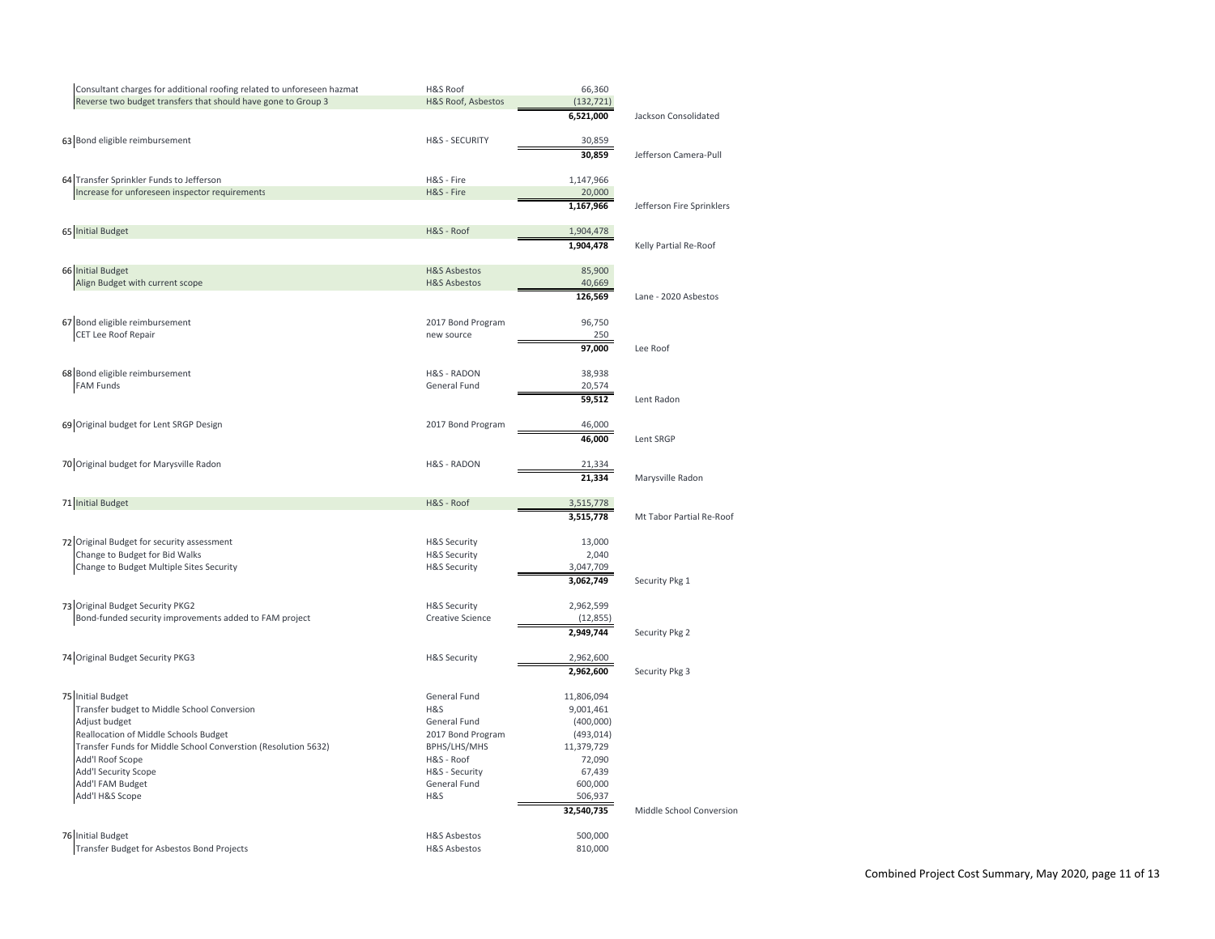| # | Description | Source | Amount | Project |
|---|---|---|---|---|
| | Consultant charges for additional roofing related to unforeseen hazmat | H&S Roof | 66,360 | |
| | Reverse two budget transfers that should have gone to Group 3 | H&S Roof, Asbestos | (132,721) | |
| | | | **6,521,000** | Jackson Consolidated |
| 63 | Bond eligible reimbursement | H&S - SECURITY | 30,859 | |
| | | | **30,859** | Jefferson Camera-Pull |
| 64 | Transfer Sprinkler Funds to Jefferson | H&S - Fire | 1,147,966 | |
| | Increase for unforeseen inspector requirements | H&S - Fire | 20,000 | |
| | | | **1,167,966** | Jefferson Fire Sprinklers |
| 65 | Initial Budget | H&S - Roof | 1,904,478 | |
| | | | **1,904,478** | Kelly Partial Re-Roof |
| 66 | Initial Budget | H&S Asbestos | 85,900 | |
| | Align Budget with current scope | H&S Asbestos | 40,669 | |
| | | | **126,569** | Lane - 2020 Asbestos |
| 67 | Bond eligible reimbursement | 2017 Bond Program | 96,750 | |
| | CET Lee Roof Repair | new source | 250 | |
| | | | **97,000** | Lee Roof |
| 68 | Bond eligible reimbursement | H&S - RADON | 38,938 | |
| | FAM Funds | General Fund | 20,574 | |
| | | | **59,512** | Lent Radon |
| 69 | Original budget for Lent SRGP Design | 2017 Bond Program | 46,000 | |
| | | | **46,000** | Lent SRGP |
| 70 | Original budget for Marysville Radon | H&S - RADON | 21,334 | |
| | | | **21,334** | Marysville Radon |
| 71 | Initial Budget | H&S - Roof | 3,515,778 | |
| | | | **3,515,778** | Mt Tabor Partial Re-Roof |
| 72 | Original Budget for security assessment | H&S Security | 13,000 | |
| | Change to Budget for Bid Walks | H&S Security | 2,040 | |
| | Change to Budget Multiple Sites Security | H&S Security | 3,047,709 | |
| | | | **3,062,749** | Security Pkg 1 |
| 73 | Original Budget Security PKG2 | H&S Security | 2,962,599 | |
| | Bond-funded security improvements added to FAM project | Creative Science | (12,855) | |
| | | | **2,949,744** | Security Pkg 2 |
| 74 | Original Budget Security PKG3 | H&S Security | 2,962,600 | |
| | | | **2,962,600** | Security Pkg 3 |
| 75 | Initial Budget | General Fund | 11,806,094 | |
| | Transfer budget to Middle School Conversion | H&S | 9,001,461 | |
| | Adjust budget | General Fund | (400,000) | |
| | Reallocation of Middle Schools Budget | 2017 Bond Program | (493,014) | |
| | Transfer Funds for Middle School Converstion (Resolution 5632) | BPHS/LHS/MHS | 11,379,729 | |
| | Add'l Roof Scope | H&S - Roof | 72,090 | |
| | Add'l Security Scope | H&S - Security | 67,439 | |
| | Add'l FAM Budget | General Fund | 600,000 | |
| | Add'l H&S Scope | H&S | 506,937 | |
| | | | **32,540,735** | Middle School Conversion |
| 76 | Initial Budget | H&S Asbestos | 500,000 | |
| | Transfer Budget for Asbestos Bond Projects | H&S Asbestos | 810,000 | |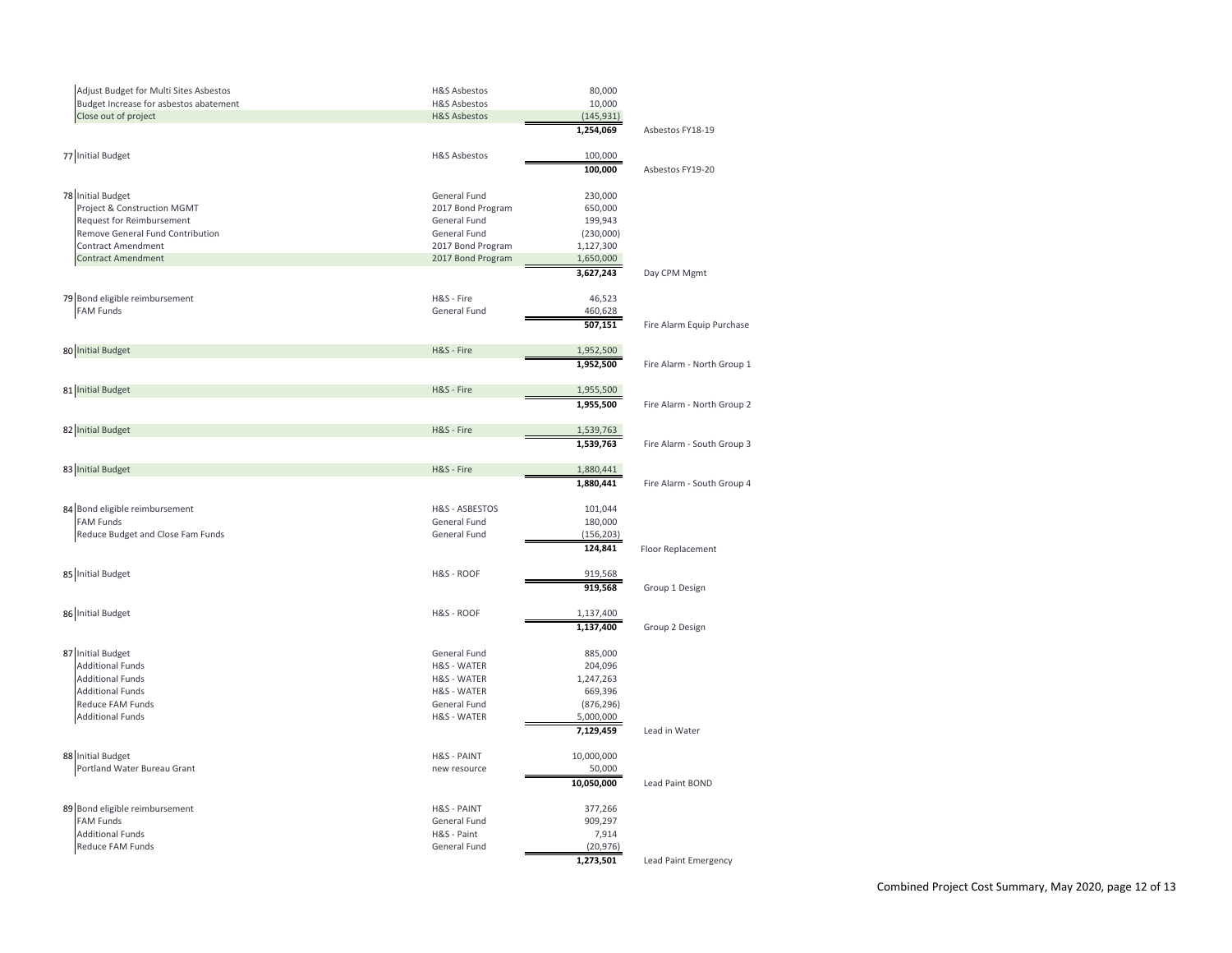| # | Description | Fund Source | Amount | Project |
|---|---|---|---|---|
| | Adjust Budget for Multi Sites Asbestos | H&S Asbestos | 80,000 | |
| | Budget Increase for asbestos abatement | H&S Asbestos | 10,000 | |
| | Close out of project | H&S Asbestos | (145,931) | |
| | | | **1,254,069** | Asbestos FY18-19 |
| 77 | Initial Budget | H&S Asbestos | 100,000 | |
| | | | **100,000** | Asbestos FY19-20 |
| 78 | Initial Budget | General Fund | 230,000 | |
| | Project & Construction MGMT | 2017 Bond Program | 650,000 | |
| | Request for Reimbursement | General Fund | 199,943 | |
| | Remove General Fund Contribution | General Fund | (230,000) | |
| | Contract Amendment | 2017 Bond Program | 1,127,300 | |
| | Contract Amendment | 2017 Bond Program | 1,650,000 | |
| | | | **3,627,243** | Day CPM Mgmt |
| 79 | Bond eligible reimbursement | H&S - Fire | 46,523 | |
| | FAM Funds | General Fund | 460,628 | |
| | | | **507,151** | Fire Alarm Equip Purchase |
| 80 | Initial Budget | H&S - Fire | 1,952,500 | |
| | | | **1,952,500** | Fire Alarm - North Group 1 |
| 81 | Initial Budget | H&S - Fire | 1,955,500 | |
| | | | **1,955,500** | Fire Alarm - North Group 2 |
| 82 | Initial Budget | H&S - Fire | 1,539,763 | |
| | | | **1,539,763** | Fire Alarm - South Group 3 |
| 83 | Initial Budget | H&S - Fire | 1,880,441 | |
| | | | **1,880,441** | Fire Alarm - South Group 4 |
| 84 | Bond eligible reimbursement | H&S - ASBESTOS | 101,044 | |
| | FAM Funds | General Fund | 180,000 | |
| | Reduce Budget and Close Fam Funds | General Fund | (156,203) | |
| | | | **124,841** | Floor Replacement |
| 85 | Initial Budget | H&S - ROOF | 919,568 | |
| | | | **919,568** | Group 1 Design |
| 86 | Initial Budget | H&S - ROOF | 1,137,400 | |
| | | | **1,137,400** | Group 2 Design |
| 87 | Initial Budget | General Fund | 885,000 | |
| | Additional Funds | H&S - WATER | 204,096 | |
| | Additional Funds | H&S - WATER | 1,247,263 | |
| | Additional Funds | H&S - WATER | 669,396 | |
| | Reduce FAM Funds | General Fund | (876,296) | |
| | Additional Funds | H&S - WATER | 5,000,000 | |
| | | | **7,129,459** | Lead in Water |
| 88 | Initial Budget | H&S - PAINT | 10,000,000 | |
| | Portland Water Bureau Grant | new resource | 50,000 | |
| | | | **10,050,000** | Lead Paint BOND |
| 89 | Bond eligible reimbursement | H&S - PAINT | 377,266 | |
| | FAM Funds | General Fund | 909,297 | |
| | Additional Funds | H&S - Paint | 7,914 | |
| | Reduce FAM Funds | General Fund | (20,976) | |
| | | | **1,273,501** | Lead Paint Emergency |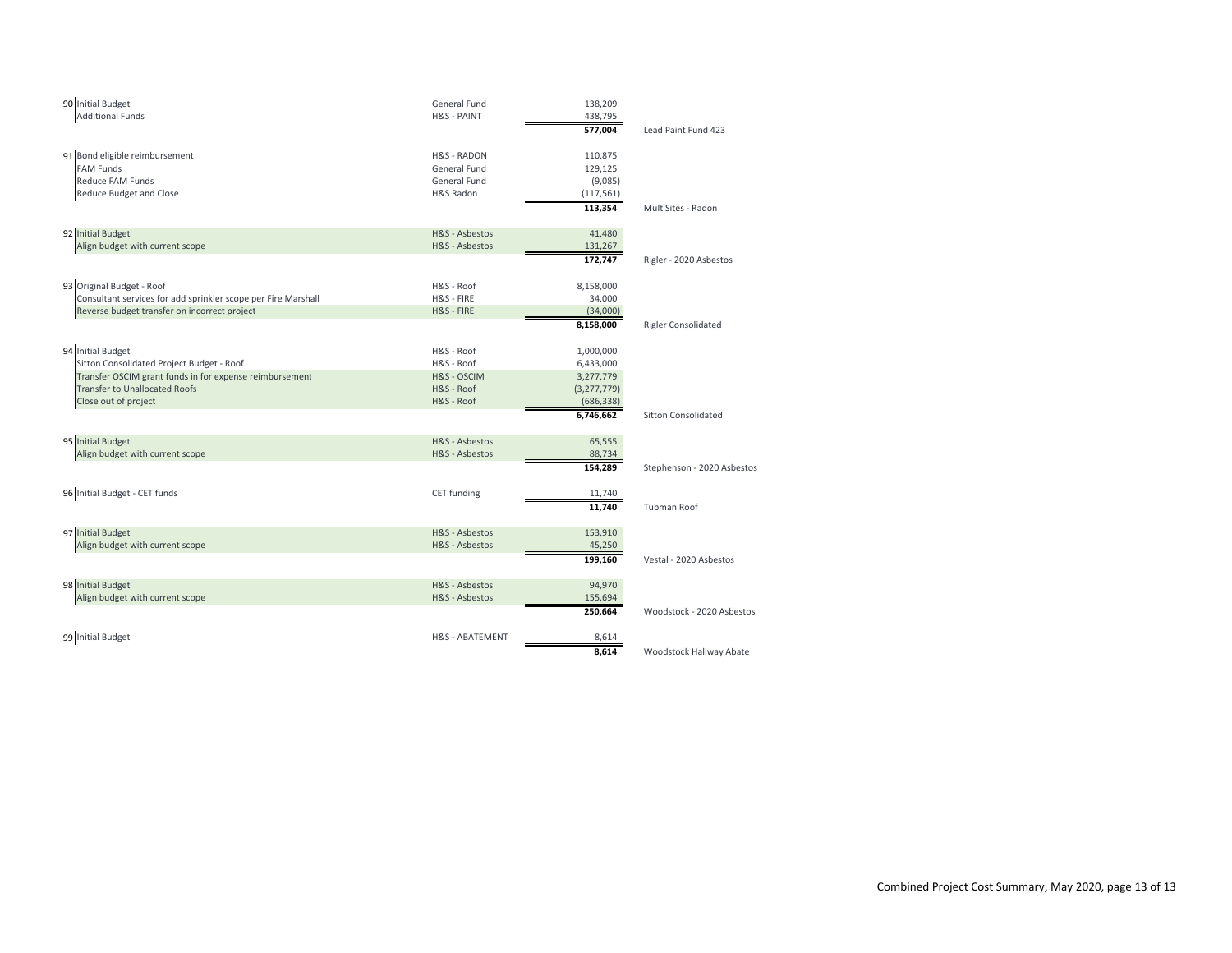| | | | | |
|---|---|---|---|---|
| 90 | Initial Budget | General Fund | 138,209 | |
| | Additional Funds | H&S - PAINT | 438,795 | |
| | | | **577,004** | Lead Paint Fund 423 |
| 91 | Bond eligible reimbursement | H&S - RADON | 110,875 | |
| | FAM Funds | General Fund | 129,125 | |
| | Reduce FAM Funds | General Fund | (9,085) | |
| | Reduce Budget and Close | H&S Radon | (117,561) | |
| | | | **113,354** | Mult Sites - Radon |
| 92 | Initial Budget | H&S - Asbestos | 41,480 | |
| | Align budget with current scope | H&S - Asbestos | 131,267 | |
| | | | **172,747** | Rigler - 2020 Asbestos |
| 93 | Original Budget - Roof | H&S - Roof | 8,158,000 | |
| | Consultant services for add sprinkler scope per Fire Marshall | H&S - FIRE | 34,000 | |
| | Reverse budget transfer on incorrect project | H&S - FIRE | (34,000) | |
| | | | **8,158,000** | Rigler Consolidated |
| 94 | Initial Budget | H&S - Roof | 1,000,000 | |
| | Sitton Consolidated Project Budget - Roof | H&S - Roof | 6,433,000 | |
| | Transfer OSCIM grant funds in for expense reimbursement | H&S - OSCIM | 3,277,779 | |
| | Transfer to Unallocated Roofs | H&S - Roof | (3,277,779) | |
| | Close out of project | H&S - Roof | (686,338) | |
| | | | **6,746,662** | Sitton Consolidated |
| 95 | Initial Budget | H&S - Asbestos | 65,555 | |
| | Align budget with current scope | H&S - Asbestos | 88,734 | |
| | | | **154,289** | Stephenson - 2020 Asbestos |
| 96 | Initial Budget - CET funds | CET funding | 11,740 | |
| | | | **11,740** | Tubman Roof |
| 97 | Initial Budget | H&S - Asbestos | 153,910 | |
| | Align budget with current scope | H&S - Asbestos | 45,250 | |
| | | | **199,160** | Vestal - 2020 Asbestos |
| 98 | Initial Budget | H&S - Asbestos | 94,970 | |
| | Align budget with current scope | H&S - Asbestos | 155,694 | |
| | | | **250,664** | Woodstock - 2020 Asbestos |
| 99 | Initial Budget | H&S - ABATEMENT | 8,614 | |
| | | | **8,614** | Woodstock Hallway Abate |